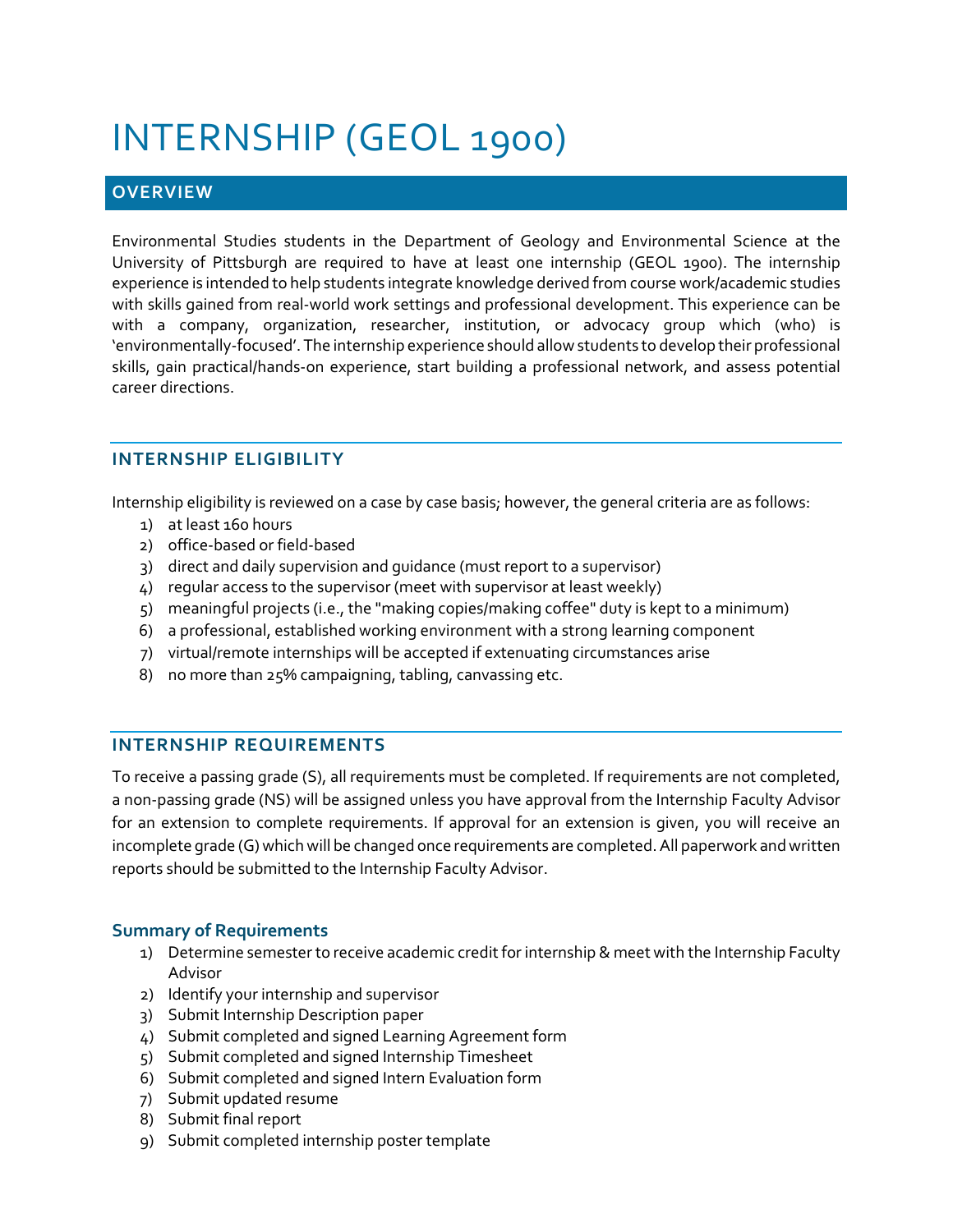# INTERNSHIP (GEOL 1900)

## OVERVIEW

Environmental Studies students in the Department of Geology and Environmental Science at the University of Pittsburgh are required to have at least one internship (GEOL 1900). The internship experience is intended to help students integrate knowledge derived from course work/academic studies with skills gained from real-world work settings and professional development. This experience can be with a company, organization, researcher, institution, or advocacy group which (who) is 'environmentally-focused'. The internship experience should allow students to develop their professional skills, gain practical/hands-on experience, start building a professional network, and assess potential career directions.

## INTERNSHIP ELIGIBILITY

Internship eligibility is reviewed on a case by case basis; however, the general criteria are as follows:

1) at least 160 hours
2) office-based or field-based
3) direct and daily supervision and guidance (must report to a supervisor)
4) regular access to the supervisor (meet with supervisor at least weekly)
5) meaningful projects (i.e., the "making copies/making coffee" duty is kept to a minimum)
6) a professional, established working environment with a strong learning component
7) virtual/remote internships will be accepted if extenuating circumstances arise
8) no more than 25% campaigning, tabling, canvassing etc.

## INTERNSHIP REQUIREMENTS

To receive a passing grade (S), all requirements must be completed. If requirements are not completed, a non-passing grade (NS) will be assigned unless you have approval from the Internship Faculty Advisor for an extension to complete requirements. If approval for an extension is given, you will receive an incomplete grade (G) which will be changed once requirements are completed. All paperwork and written reports should be submitted to the Internship Faculty Advisor.

### Summary of Requirements

1) Determine semester to receive academic credit for internship & meet with the Internship Faculty Advisor
2) Identify your internship and supervisor
3) Submit Internship Description paper
4) Submit completed and signed Learning Agreement form
5) Submit completed and signed Internship Timesheet
6) Submit completed and signed Intern Evaluation form
7) Submit updated resume
8) Submit final report
9) Submit completed internship poster template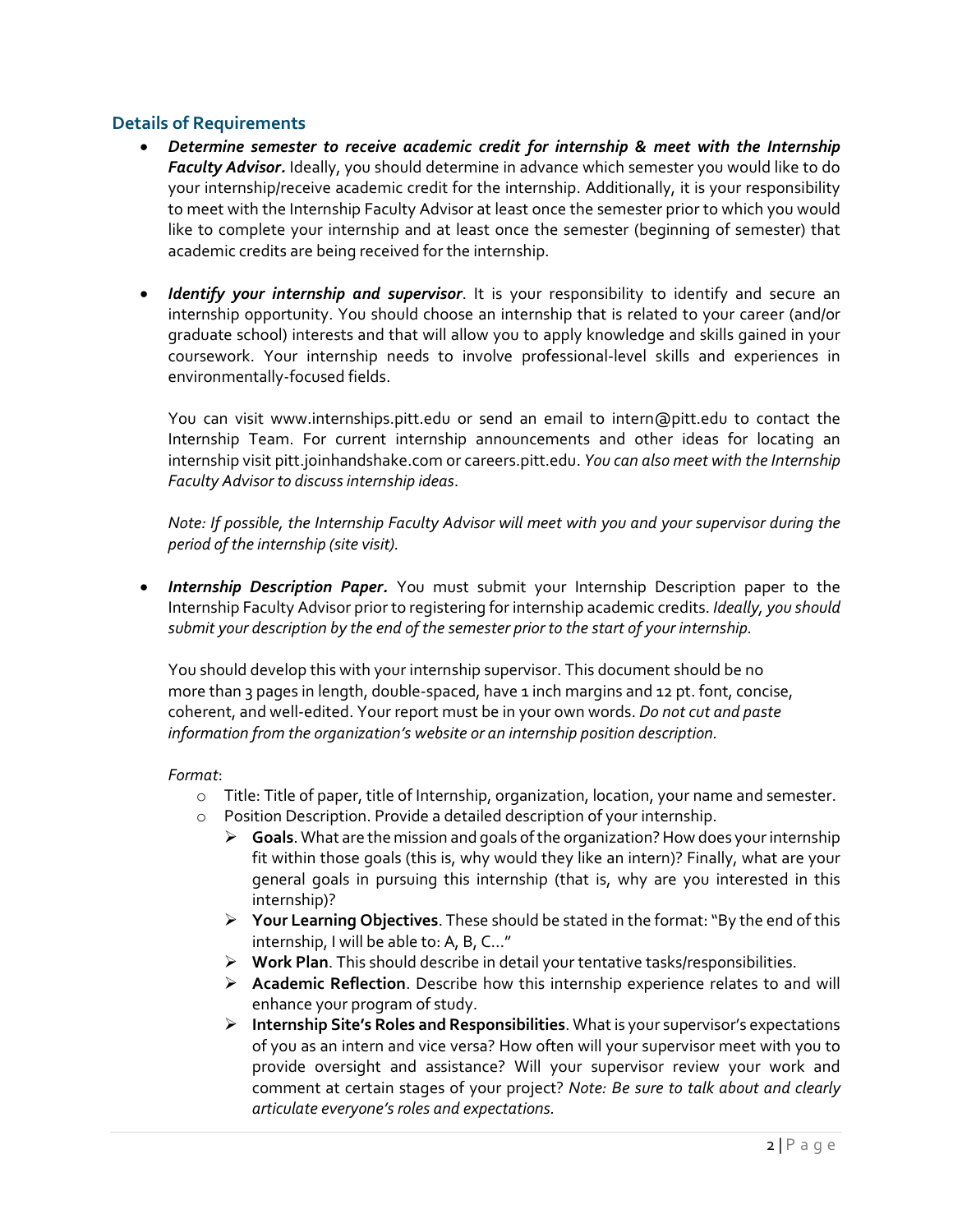## Details of Requirements

- ***Determine semester to receive academic credit for internship & meet with the Internship Faculty Advisor.*** Ideally, you should determine in advance which semester you would like to do your internship/receive academic credit for the internship. Additionally, it is your responsibility to meet with the Internship Faculty Advisor at least once the semester prior to which you would like to complete your internship and at least once the semester (beginning of semester) that academic credits are being received for the internship.

- ***Identify your internship and supervisor***. It is your responsibility to identify and secure an internship opportunity. You should choose an internship that is related to your career (and/or graduate school) interests and that will allow you to apply knowledge and skills gained in your coursework. Your internship needs to involve professional-level skills and experiences in environmentally-focused fields.

  You can visit www.internships.pitt.edu or send an email to intern@pitt.edu to contact the Internship Team. For current internship announcements and other ideas for locating an internship visit pitt.joinhandshake.com or careers.pitt.edu. *You can also meet with the Internship Faculty Advisor to discuss internship ideas*.

  *Note: If possible, the Internship Faculty Advisor will meet with you and your supervisor during the period of the internship (site visit).*

- ***Internship Description Paper.*** You must submit your Internship Description paper to the Internship Faculty Advisor prior to registering for internship academic credits. *Ideally, you should submit your description by the end of the semester prior to the start of your internship.*

  You should develop this with your internship supervisor. This document should be no more than 3 pages in length, double-spaced, have 1 inch margins and 12 pt. font, concise, coherent, and well-edited. Your report must be in your own words. *Do not cut and paste information from the organization's website or an internship position description.*

  *Format*:
  - Title: Title of paper, title of Internship, organization, location, your name and semester.
  - Position Description. Provide a detailed description of your internship.
    - **Goals**. What are the mission and goals of the organization? How does your internship fit within those goals (this is, why would they like an intern)? Finally, what are your general goals in pursuing this internship (that is, why are you interested in this internship)?
    - **Your Learning Objectives**. These should be stated in the format: "By the end of this internship, I will be able to: A, B, C…"
    - **Work Plan**. This should describe in detail your tentative tasks/responsibilities.
    - **Academic Reflection**. Describe how this internship experience relates to and will enhance your program of study.
    - **Internship Site's Roles and Responsibilities**. What is your supervisor's expectations of you as an intern and vice versa? How often will your supervisor meet with you to provide oversight and assistance? Will your supervisor review your work and comment at certain stages of your project? *Note: Be sure to talk about and clearly articulate everyone's roles and expectations.*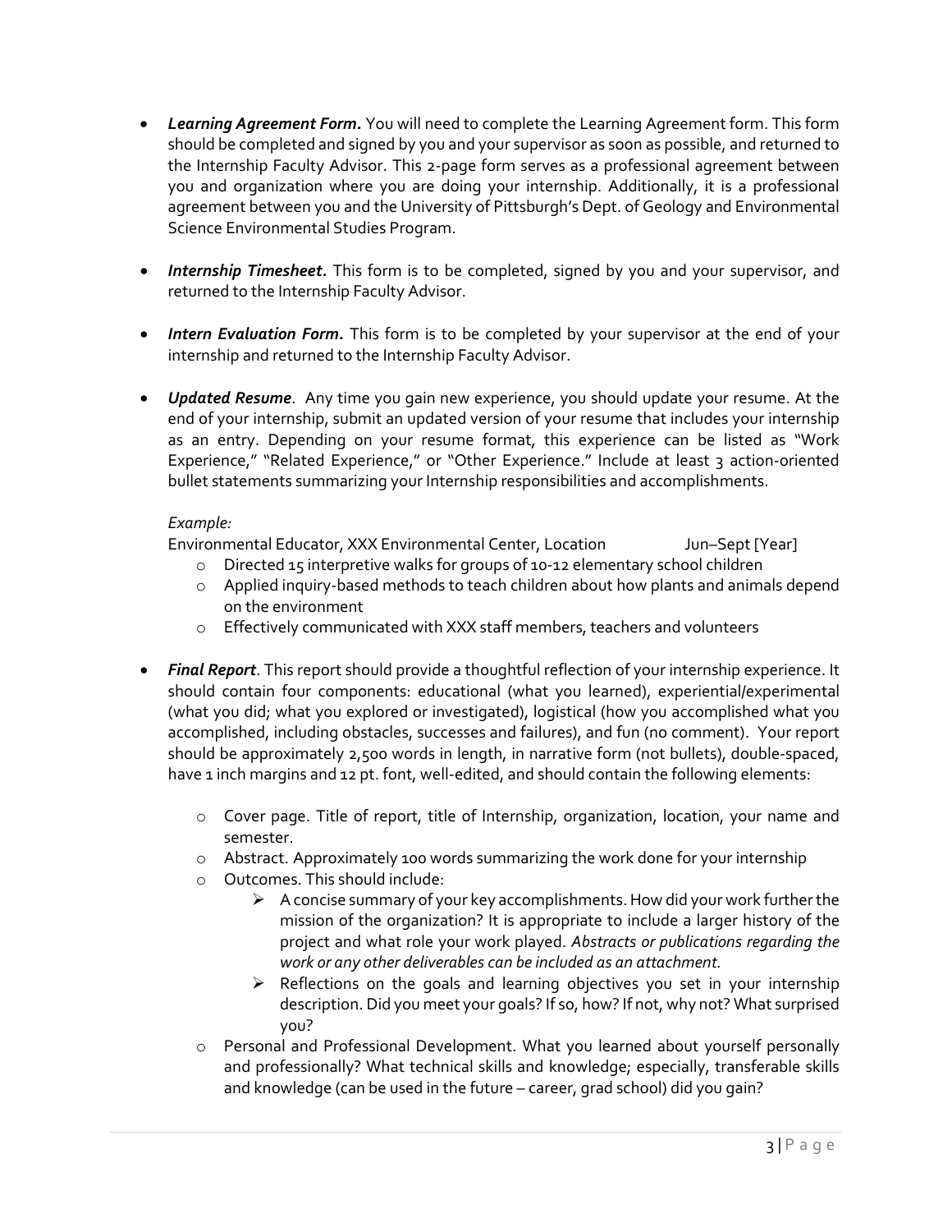- ***Learning Agreement Form.*** You will need to complete the Learning Agreement form. This form should be completed and signed by you and your supervisor as soon as possible, and returned to the Internship Faculty Advisor. This 2-page form serves as a professional agreement between you and organization where you are doing your internship. Additionally, it is a professional agreement between you and the University of Pittsburgh's Dept. of Geology and Environmental Science Environmental Studies Program.

- ***Internship Timesheet.*** This form is to be completed, signed by you and your supervisor, and returned to the Internship Faculty Advisor.

- ***Intern Evaluation Form.*** This form is to be completed by your supervisor at the end of your internship and returned to the Internship Faculty Advisor.

- ***Updated Resume***. Any time you gain new experience, you should update your resume. At the end of your internship, submit an updated version of your resume that includes your internship as an entry. Depending on your resume format, this experience can be listed as "Work Experience," "Related Experience," or "Other Experience." Include at least 3 action-oriented bullet statements summarizing your Internship responsibilities and accomplishments.

  *Example:*

  Environmental Educator, XXX Environmental Center, Location Jun–Sept [Year]
  - Directed 15 interpretive walks for groups of 10-12 elementary school children
  - Applied inquiry-based methods to teach children about how plants and animals depend on the environment
  - Effectively communicated with XXX staff members, teachers and volunteers

- ***Final Report***. This report should provide a thoughtful reflection of your internship experience. It should contain four components: educational (what you learned), experiential/experimental (what you did; what you explored or investigated), logistical (how you accomplished what you accomplished, including obstacles, successes and failures), and fun (no comment). Your report should be approximately 2,500 words in length, in narrative form (not bullets), double-spaced, have 1 inch margins and 12 pt. font, well-edited, and should contain the following elements:

  - Cover page. Title of report, title of Internship, organization, location, your name and semester.
  - Abstract. Approximately 100 words summarizing the work done for your internship
  - Outcomes. This should include:
    - A concise summary of your key accomplishments. How did your work further the mission of the organization? It is appropriate to include a larger history of the project and what role your work played. *Abstracts or publications regarding the work or any other deliverables can be included as an attachment.*
    - Reflections on the goals and learning objectives you set in your internship description. Did you meet your goals? If so, how? If not, why not? What surprised you?
  - Personal and Professional Development. What you learned about yourself personally and professionally? What technical skills and knowledge; especially, transferable skills and knowledge (can be used in the future – career, grad school) did you gain?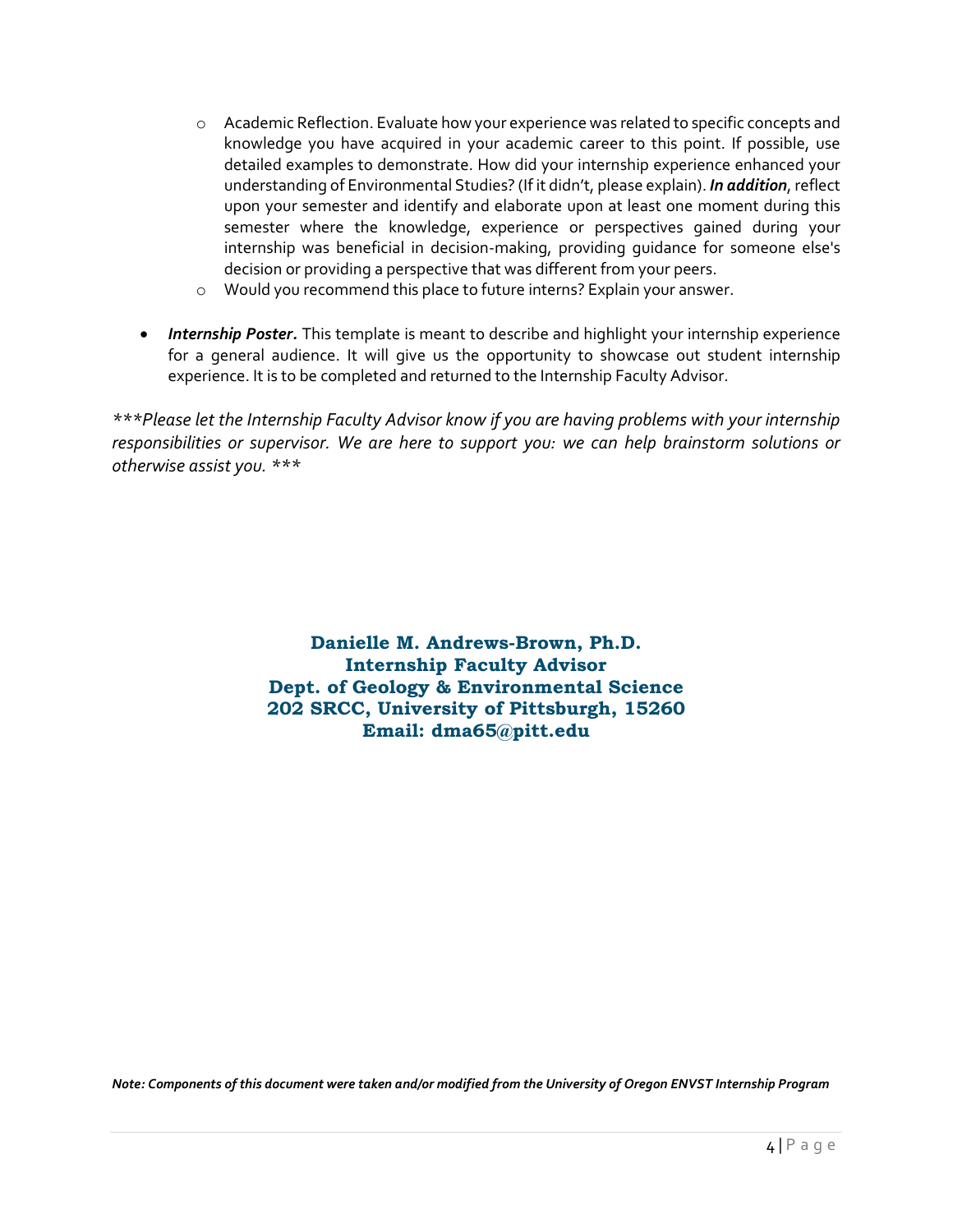- Academic Reflection. Evaluate how your experience was related to specific concepts and knowledge you have acquired in your academic career to this point. If possible, use detailed examples to demonstrate. How did your internship experience enhanced your understanding of Environmental Studies? (If it didn't, please explain). ***In addition***, reflect upon your semester and identify and elaborate upon at least one moment during this semester where the knowledge, experience or perspectives gained during your internship was beneficial in decision-making, providing guidance for someone else's decision or providing a perspective that was different from your peers.
- Would you recommend this place to future interns? Explain your answer.

- ***Internship Poster.*** This template is meant to describe and highlight your internship experience for a general audience. It will give us the opportunity to showcase out student internship experience. It is to be completed and returned to the Internship Faculty Advisor.

****Please let the Internship Faculty Advisor know if you are having problems with your internship responsibilities or supervisor. We are here to support you: we can help brainstorm solutions or otherwise assist you. ****

**Danielle M. Andrews-Brown, Ph.D.**
**Internship Faculty Advisor**
**Dept. of Geology & Environmental Science**
**202 SRCC, University of Pittsburgh, 15260**
**Email: dma65@pitt.edu**

***Note: Components of this document were taken and/or modified from the University of Oregon ENVST Internship Program***